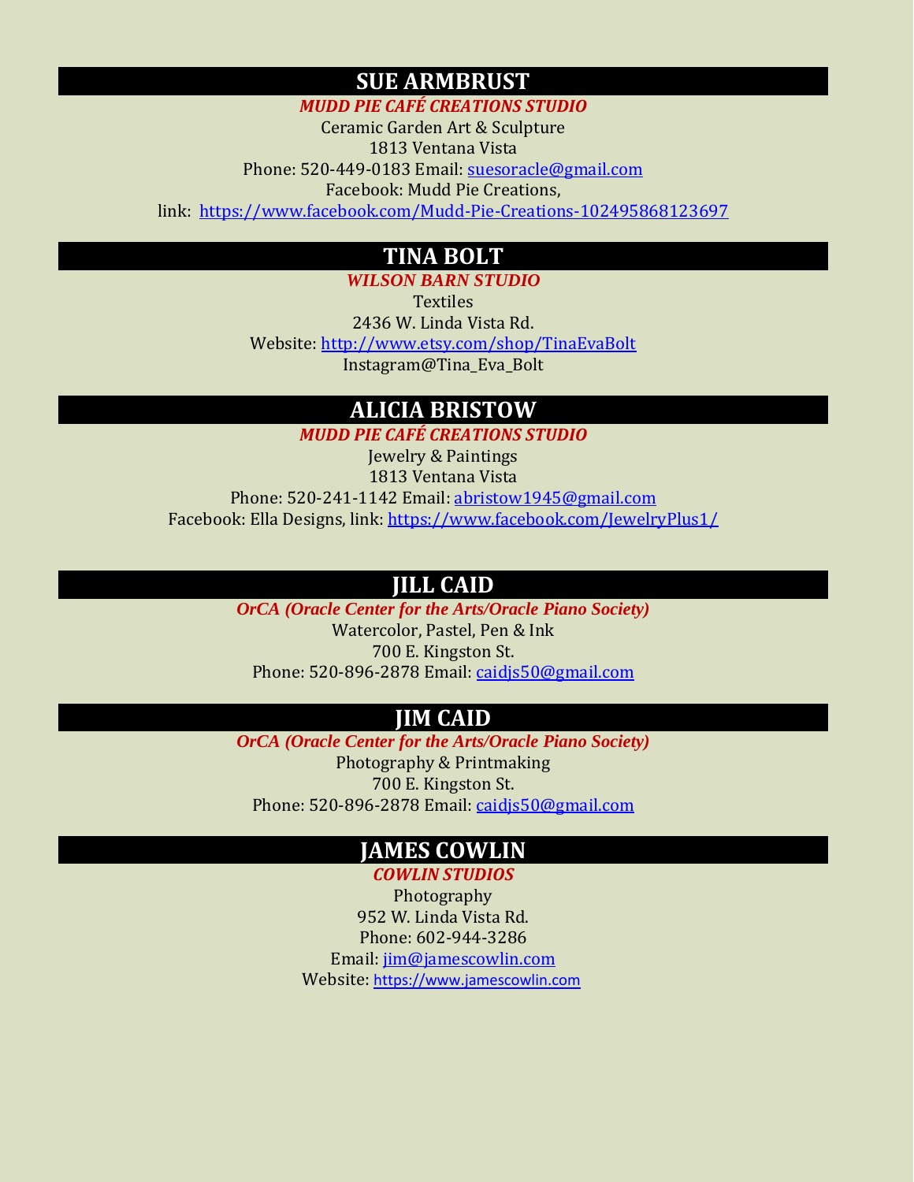## SUE ARMBRUST

***MUDD PIE CAFÉ CREATIONS STUDIO***

Ceramic Garden Art & Sculpture
1813 Ventana Vista
Phone: 520-449-0183 Email: suesoracle@gmail.com
Facebook: Mudd Pie Creations,
link: https://www.facebook.com/Mudd-Pie-Creations-102495868123697

## TINA BOLT

***WILSON BARN STUDIO***

Textiles
2436 W. Linda Vista Rd.
Website: http://www.etsy.com/shop/TinaEvaBolt
Instagram@Tina_Eva_Bolt

## ALICIA BRISTOW

***MUDD PIE CAFÉ CREATIONS STUDIO***

Jewelry & Paintings
1813 Ventana Vista
Phone: 520-241-1142 Email: abristow1945@gmail.com
Facebook: Ella Designs, link: https://www.facebook.com/JewelryPlus1/

## JILL CAID

***OrCA (Oracle Center for the Arts/Oracle Piano Society)***

Watercolor, Pastel, Pen & Ink
700 E. Kingston St.
Phone: 520-896-2878 Email: caidjs50@gmail.com

## JIM CAID

***OrCA (Oracle Center for the Arts/Oracle Piano Society)***

Photography & Printmaking
700 E. Kingston St.
Phone: 520-896-2878 Email: caidjs50@gmail.com

## JAMES COWLIN

***COWLIN STUDIOS***

Photography
952 W. Linda Vista Rd.
Phone: 602-944-3286
Email: jim@jamescowlin.com
Website: https://www.jamescowlin.com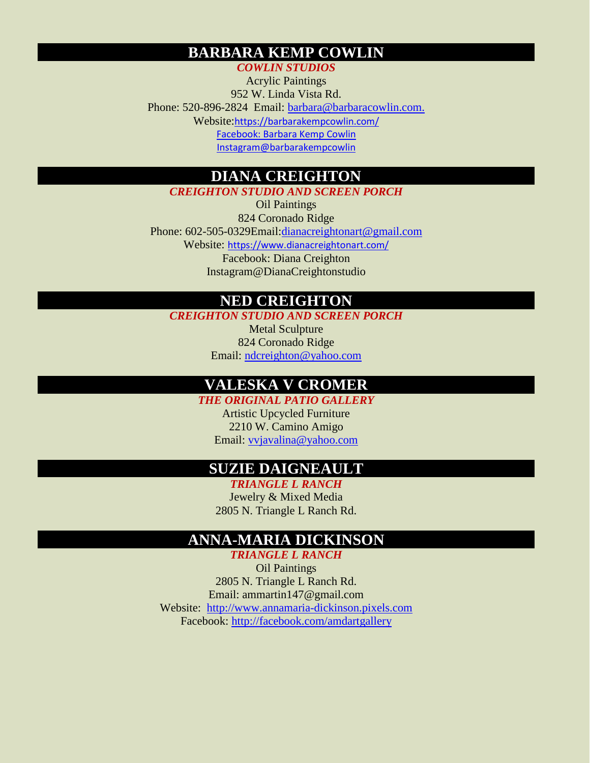## BARBARA KEMP COWLIN

***COWLIN STUDIOS***

Acrylic Paintings

952 W. Linda Vista Rd.

Phone: 520-896-2824 Email: barbara@barbaracowlin.com.

Website:https://barbarakempcowlin.com/

Facebook: Barbara Kemp Cowlin

Instagram@barbarakempcowlin

## DIANA CREIGHTON

***CREIGHTON STUDIO AND SCREEN PORCH***

Oil Paintings

824 Coronado Ridge

Phone: 602-505-0329Email:dianacreightonart@gmail.com

Website: https://www.dianacreightonart.com/

Facebook: Diana Creighton

Instagram@DianaCreightonstudio

## NED CREIGHTON

***CREIGHTON STUDIO AND SCREEN PORCH***

Metal Sculpture

824 Coronado Ridge

Email: ndcreighton@yahoo.com

## VALESKA V CROMER

***THE ORIGINAL PATIO GALLERY***

Artistic Upcycled Furniture

2210 W. Camino Amigo

Email: vvjavalina@yahoo.com

## SUZIE DAIGNEAULT

***TRIANGLE L RANCH***

Jewelry & Mixed Media

2805 N. Triangle L Ranch Rd.

## ANNA-MARIA DICKINSON

***TRIANGLE L RANCH***

Oil Paintings

2805 N. Triangle L Ranch Rd.

Email: ammartin147@gmail.com

Website: http://www.annamaria-dickinson.pixels.com

Facebook: http://facebook.com/amdartgallery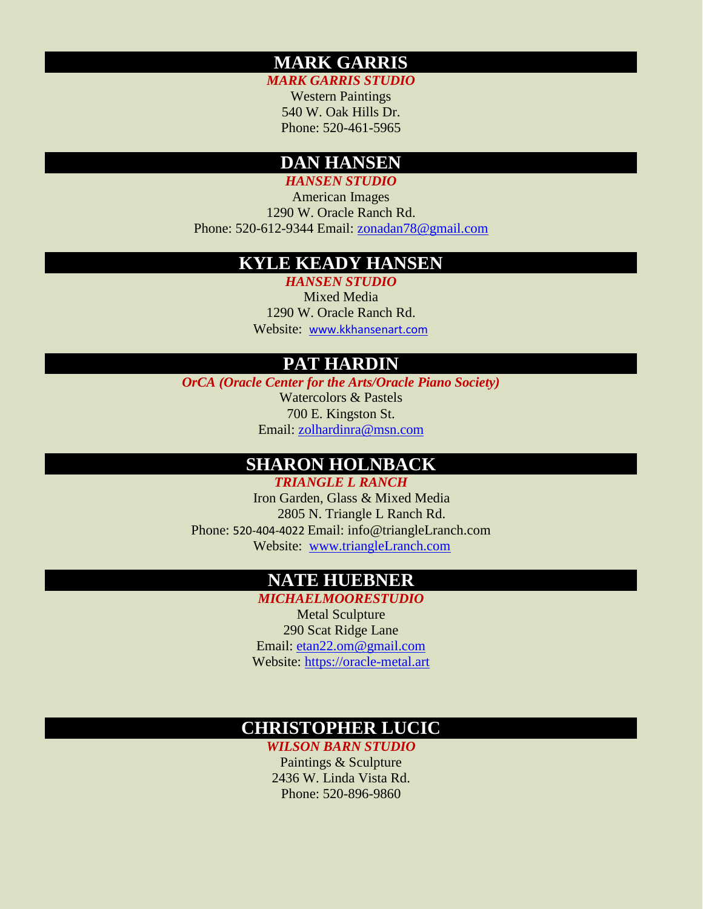## MARK GARRIS

***MARK GARRIS STUDIO***

Western Paintings

540 W. Oak Hills Dr.

Phone: 520-461-5965

## DAN HANSEN

***HANSEN STUDIO***

American Images

1290 W. Oracle Ranch Rd.

Phone: 520-612-9344 Email: zonadan78@gmail.com

## KYLE KEADY HANSEN

***HANSEN STUDIO***

Mixed Media

1290 W. Oracle Ranch Rd.

Website: www.kkhansenart.com

## PAT HARDIN

***OrCA (Oracle Center for the Arts/Oracle Piano Society)***

Watercolors & Pastels

700 E. Kingston St.

Email: zolhardinra@msn.com

## SHARON HOLNBACK

***TRIANGLE L RANCH***

Iron Garden, Glass & Mixed Media

2805 N. Triangle L Ranch Rd.

Phone: 520-404-4022 Email: info@triangleLranch.com

Website: www.triangleLranch.com

## NATE HUEBNER

***MICHAELMOORESTUDIO***

Metal Sculpture

290 Scat Ridge Lane

Email: etan22.om@gmail.com

Website: https://oracle-metal.art

## CHRISTOPHER LUCIC

***WILSON BARN STUDIO***

Paintings & Sculpture

2436 W. Linda Vista Rd.

Phone: 520-896-9860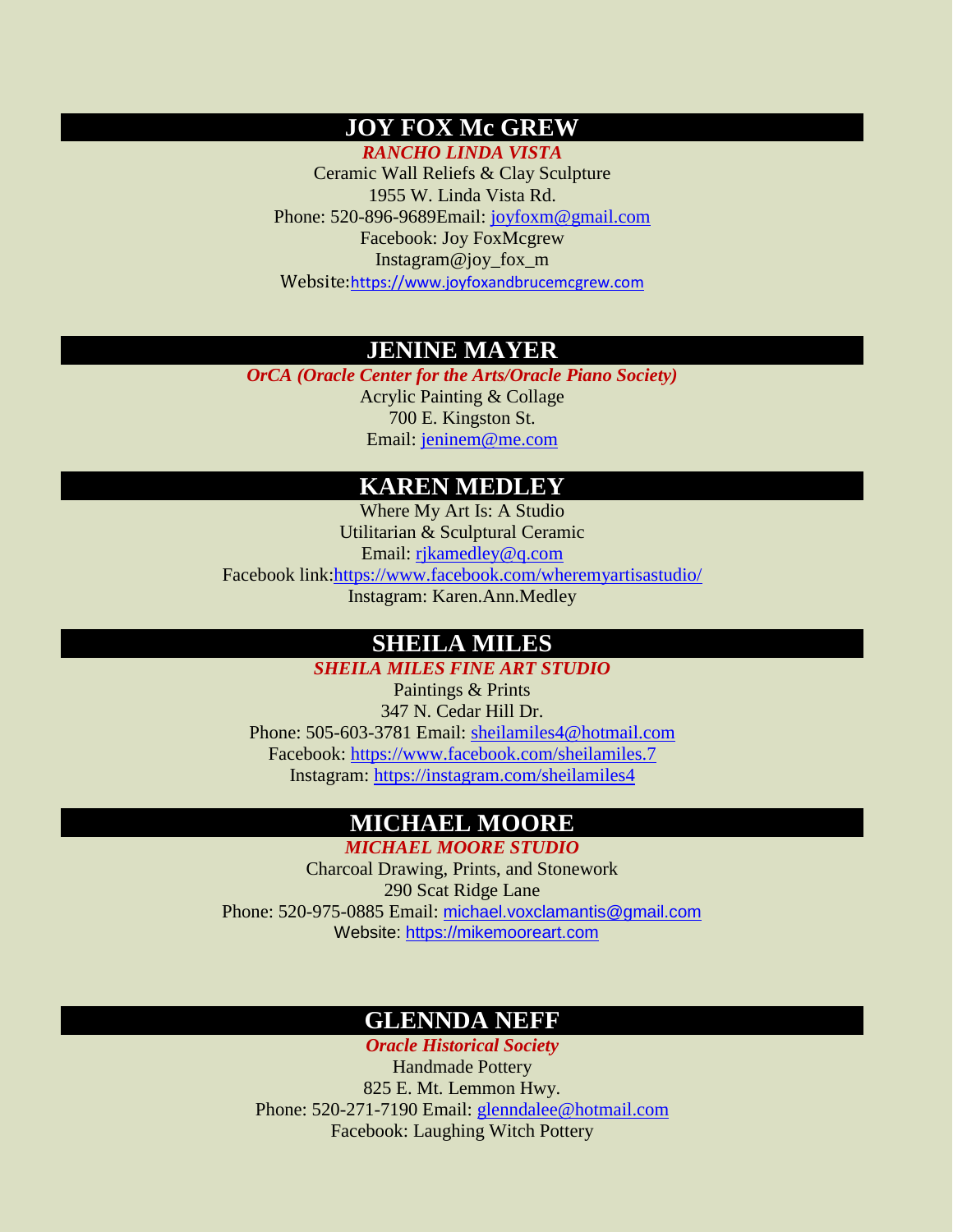## JOY FOX Mc GREW

***RANCHO LINDA VISTA***

Ceramic Wall Reliefs & Clay Sculpture

1955 W. Linda Vista Rd.

Phone: 520-896-9689Email: joyfoxm@gmail.com

Facebook: Joy FoxMcgrew

Instagram@joy_fox_m

Website:https://www.joyfoxandbrucemcgrew.com

## JENINE MAYER

***OrCA (Oracle Center for the Arts/Oracle Piano Society)***

Acrylic Painting & Collage

700 E. Kingston St.

Email: jeninem@me.com

## KAREN MEDLEY

Where My Art Is: A Studio

Utilitarian & Sculptural Ceramic

Email: rjkamedley@q.com

Facebook link:https://www.facebook.com/wheremyartisastudio/

Instagram: Karen.Ann.Medley

## SHEILA MILES

***SHEILA MILES FINE ART STUDIO***

Paintings & Prints

347 N. Cedar Hill Dr.

Phone: 505-603-3781 Email: sheilamiles4@hotmail.com

Facebook: https://www.facebook.com/sheilamiles.7

Instagram: https://instagram.com/sheilamiles4

## MICHAEL MOORE

***MICHAEL MOORE STUDIO***

Charcoal Drawing, Prints, and Stonework

290 Scat Ridge Lane

Phone: 520-975-0885 Email: michael.voxclamantis@gmail.com

Website: https://mikemooreart.com

## GLENNDA NEFF

***Oracle Historical Society***

Handmade Pottery

825 E. Mt. Lemmon Hwy.

Phone: 520-271-7190 Email: glenndalee@hotmail.com

Facebook: Laughing Witch Pottery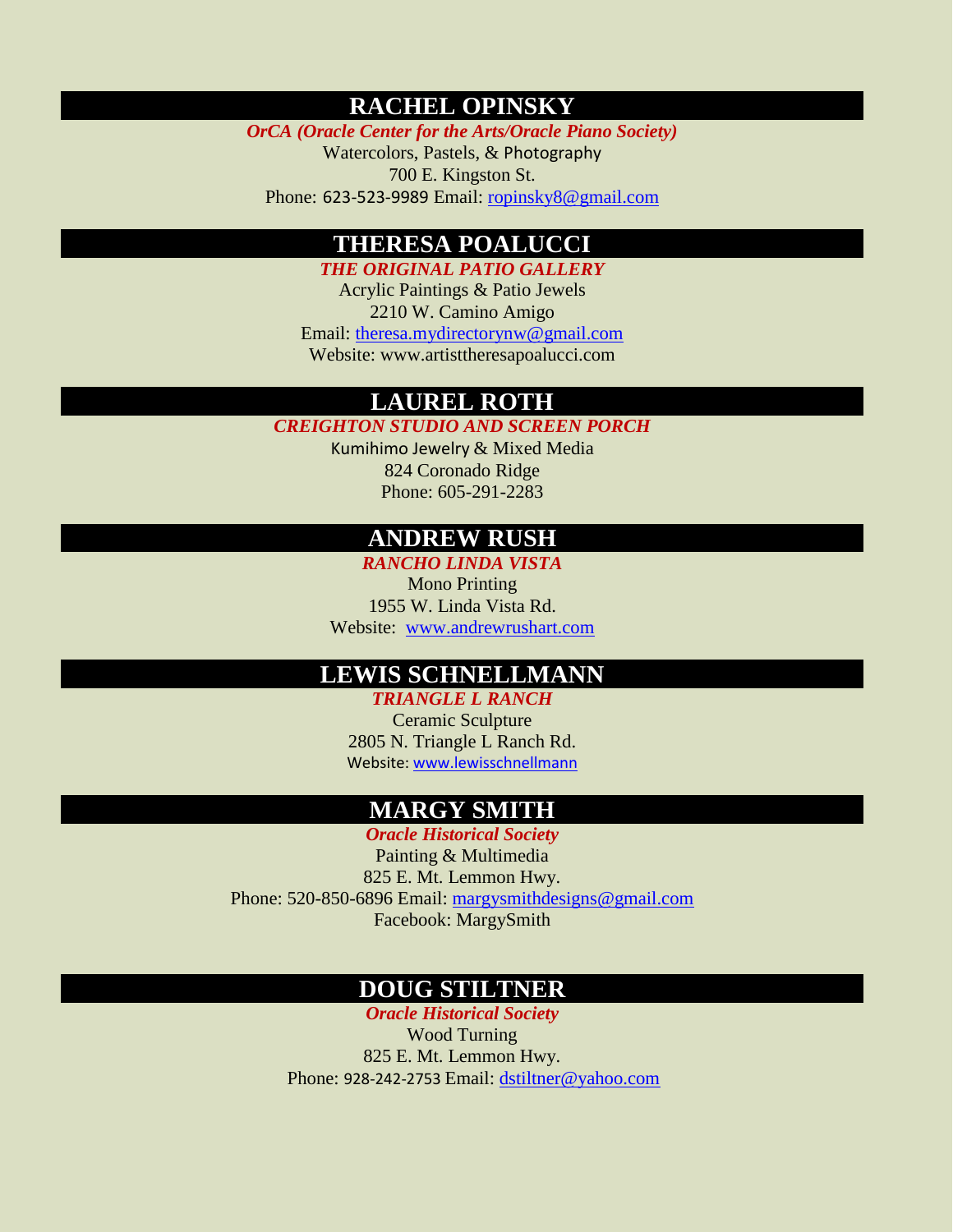## RACHEL OPINSKY

***OrCA (Oracle Center for the Arts/Oracle Piano Society)***

Watercolors, Pastels, & Photography

700 E. Kingston St.

Phone: 623-523-9989 Email: ropinsky8@gmail.com

## THERESA POALUCCI

***THE ORIGINAL PATIO GALLERY***

Acrylic Paintings & Patio Jewels

2210 W. Camino Amigo

Email: theresa.mydirectorynw@gmail.com

Website: www.artisttheresapoalucci.com

## LAUREL ROTH

***CREIGHTON STUDIO AND SCREEN PORCH***

Kumihimo Jewelry & Mixed Media

824 Coronado Ridge

Phone: 605-291-2283

## ANDREW RUSH

***RANCHO LINDA VISTA***

Mono Printing

1955 W. Linda Vista Rd.

Website: www.andrewrushart.com

## LEWIS SCHNELLMANN

***TRIANGLE L RANCH***

Ceramic Sculpture

2805 N. Triangle L Ranch Rd.

Website: www.lewisschnellmann

## MARGY SMITH

***Oracle Historical Society***

Painting & Multimedia

825 E. Mt. Lemmon Hwy.

Phone: 520-850-6896 Email: margysmithdesigns@gmail.com

Facebook: MargySmith

## DOUG STILTNER

***Oracle Historical Society***

Wood Turning

825 E. Mt. Lemmon Hwy.

Phone: 928-242-2753 Email: dstiltner@yahoo.com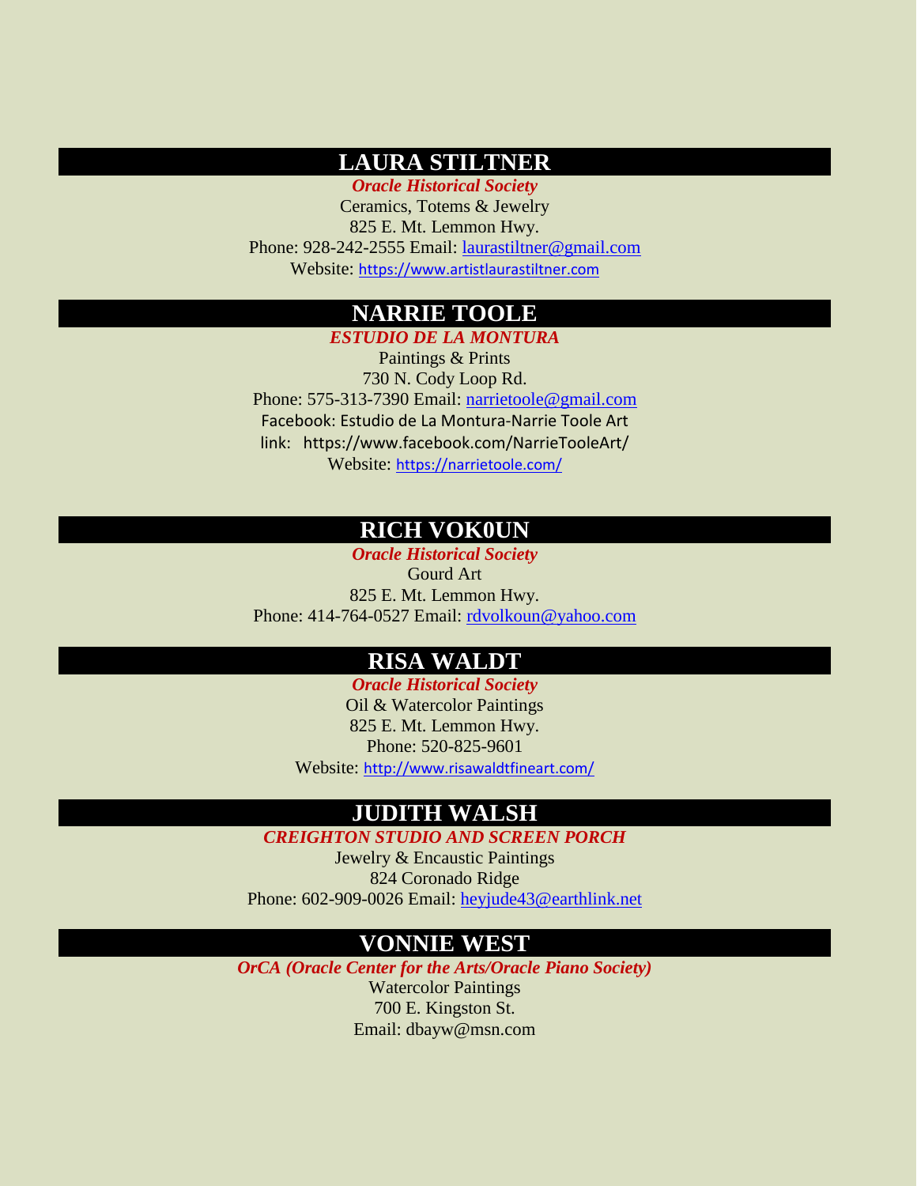## LAURA STILTNER

***Oracle Historical Society***

Ceramics, Totems & Jewelry

825 E. Mt. Lemmon Hwy.

Phone: 928-242-2555 Email: laurastiltner@gmail.com

Website: https://www.artistlaurastiltner.com

## NARRIE TOOLE

***ESTUDIO DE LA MONTURA***

Paintings & Prints

730 N. Cody Loop Rd.

Phone: 575-313-7390 Email: narrietoole@gmail.com

Facebook: Estudio de La Montura-Narrie Toole Art

link: https://www.facebook.com/NarrieTooleArt/

Website: https://narrietoole.com/

## RICH VOK0UN

***Oracle Historical Society***

Gourd Art

825 E. Mt. Lemmon Hwy.

Phone: 414-764-0527 Email: rdvolkoun@yahoo.com

## RISA WALDT

***Oracle Historical Society***

Oil & Watercolor Paintings

825 E. Mt. Lemmon Hwy.

Phone: 520-825-9601

Website: http://www.risawaldtfineart.com/

## JUDITH WALSH

***CREIGHTON STUDIO AND SCREEN PORCH***

Jewelry & Encaustic Paintings

824 Coronado Ridge

Phone: 602-909-0026 Email: heyjude43@earthlink.net

## VONNIE WEST

***OrCA (Oracle Center for the Arts/Oracle Piano Society)***

Watercolor Paintings

700 E. Kingston St.

Email: dbayw@msn.com